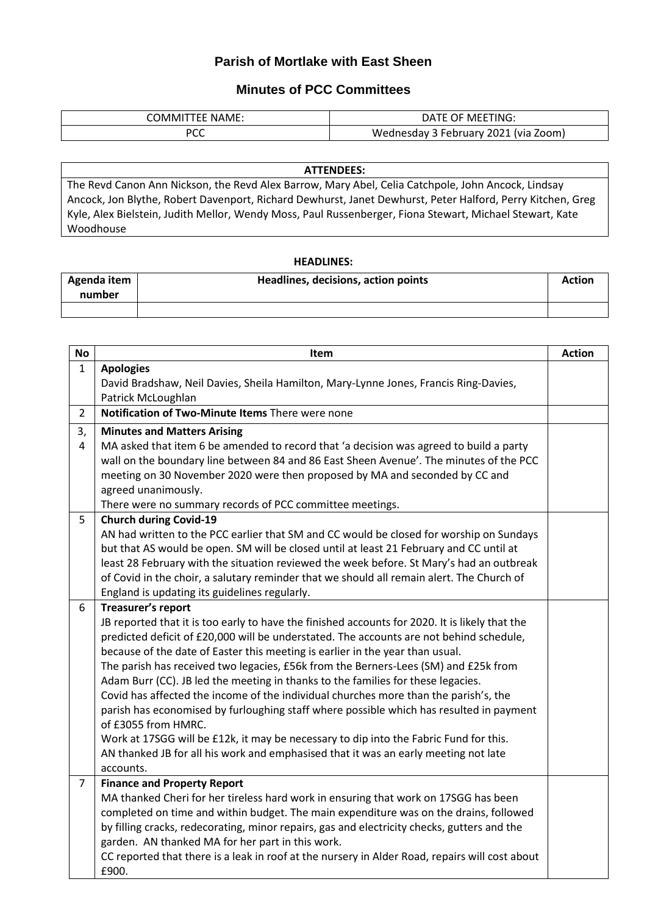# Parish of Mortlake with East Sheen

## Minutes of PCC Committees

| COMMITTEE NAME: | DATE OF MEETING: |
|---|---|
| PCC | Wednesday 3 February 2021 (via Zoom) |

| ATTENDEES: |
|---|
| The Revd Canon Ann Nickson, the Revd Alex Barrow, Mary Abel, Celia Catchpole, John Ancock, Lindsay Ancock, Jon Blythe, Robert Davenport, Richard Dewhurst, Janet Dewhurst, Peter Halford, Perry Kitchen, Greg Kyle, Alex Bielstein, Judith Mellor, Wendy Moss, Paul Russenberger, Fiona Stewart, Michael Stewart, Kate Woodhouse |

**HEADLINES:**

| Agenda item number | Headlines, decisions, action points | Action |
|---|---|---|
| | | |

| No | Item | Action |
|---|---|---|
| 1 | **Apologies**<br>David Bradshaw, Neil Davies, Sheila Hamilton, Mary-Lynne Jones, Francis Ring-Davies, Patrick McLoughlan | |
| 2 | **Notification of Two-Minute Items** There were none | |
| 3, 4 | **Minutes and Matters Arising**<br>MA asked that item 6 be amended to record that 'a decision was agreed to build a party wall on the boundary line between 84 and 86 East Sheen Avenue'. The minutes of the PCC meeting on 30 November 2020 were then proposed by MA and seconded by CC and agreed unanimously.<br>There were no summary records of PCC committee meetings. | |
| 5 | **Church during Covid-19**<br>AN had written to the PCC earlier that SM and CC would be closed for worship on Sundays but that AS would be open. SM will be closed until at least 21 February and CC until at least 28 February with the situation reviewed the week before. St Mary's had an outbreak of Covid in the choir, a salutary reminder that we should all remain alert. The Church of England is updating its guidelines regularly. | |
| 6 | **Treasurer's report**<br>JB reported that it is too early to have the finished accounts for 2020. It is likely that the predicted deficit of £20,000 will be understated. The accounts are not behind schedule, because of the date of Easter this meeting is earlier in the year than usual.<br>The parish has received two legacies, £56k from the Berners-Lees (SM) and £25k from Adam Burr (CC). JB led the meeting in thanks to the families for these legacies.<br>Covid has affected the income of the individual churches more than the parish's, the parish has economised by furloughing staff where possible which has resulted in payment of £3055 from HMRC.<br>Work at 17SGG will be £12k, it may be necessary to dip into the Fabric Fund for this.<br>AN thanked JB for all his work and emphasised that it was an early meeting not late accounts. | |
| 7 | **Finance and Property Report**<br>MA thanked Cheri for her tireless hard work in ensuring that work on 17SGG has been completed on time and within budget. The main expenditure was on the drains, followed by filling cracks, redecorating, minor repairs, gas and electricity checks, gutters and the garden. AN thanked MA for her part in this work.<br>CC reported that there is a leak in roof at the nursery in Alder Road, repairs will cost about £900. | |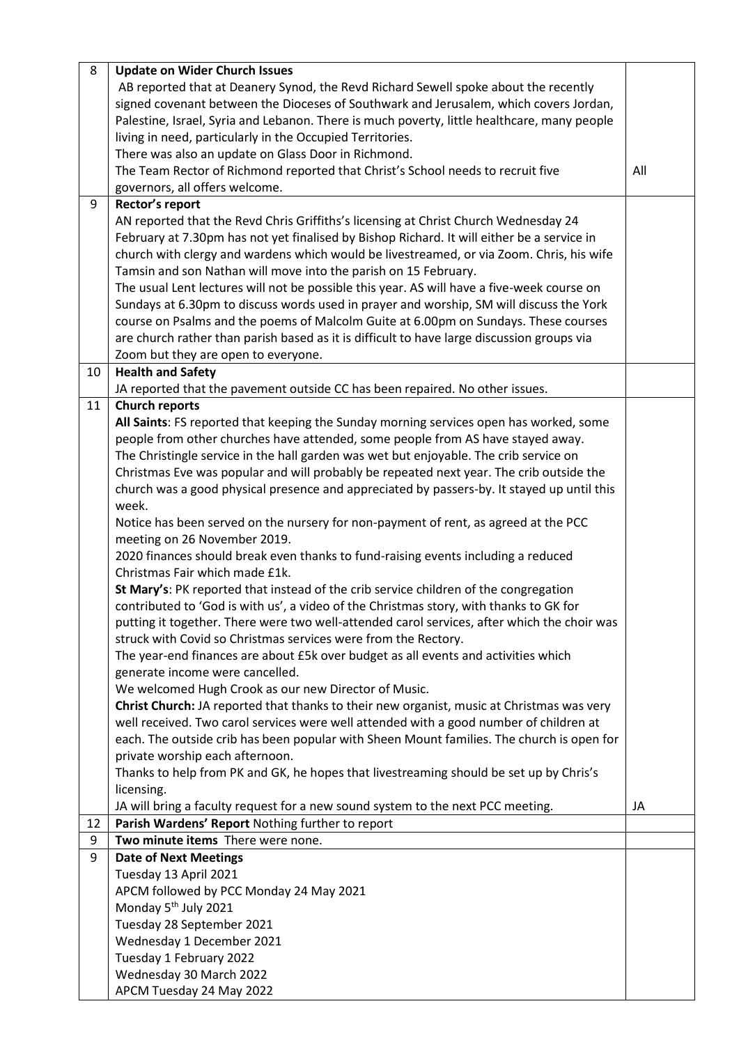| | | |
|---|---|---|
| 8 | **Update on Wider Church Issues**<br>AB reported that at Deanery Synod, the Revd Richard Sewell spoke about the recently signed covenant between the Dioceses of Southwark and Jerusalem, which covers Jordan, Palestine, Israel, Syria and Lebanon. There is much poverty, little healthcare, many people living in need, particularly in the Occupied Territories.<br>There was also an update on Glass Door in Richmond.<br>The Team Rector of Richmond reported that Christ's School needs to recruit five governors, all offers welcome. | All |
| 9 | **Rector's report**<br>AN reported that the Revd Chris Griffiths's licensing at Christ Church Wednesday 24 February at 7.30pm has not yet finalised by Bishop Richard. It will either be a service in church with clergy and wardens which would be livestreamed, or via Zoom. Chris, his wife Tamsin and son Nathan will move into the parish on 15 February.<br>The usual Lent lectures will not be possible this year. AS will have a five-week course on Sundays at 6.30pm to discuss words used in prayer and worship, SM will discuss the York course on Psalms and the poems of Malcolm Guite at 6.00pm on Sundays. These courses are church rather than parish based as it is difficult to have large discussion groups via Zoom but they are open to everyone. | |
| 10 | **Health and Safety**<br>JA reported that the pavement outside CC has been repaired. No other issues. | |
| 11 | **Church reports**<br>**All Saints**: FS reported that keeping the Sunday morning services open has worked, some people from other churches have attended, some people from AS have stayed away.<br>The Christingle service in the hall garden was wet but enjoyable. The crib service on Christmas Eve was popular and will probably be repeated next year. The crib outside the church was a good physical presence and appreciated by passers-by. It stayed up until this week.<br>Notice has been served on the nursery for non-payment of rent, as agreed at the PCC meeting on 26 November 2019.<br>2020 finances should break even thanks to fund-raising events including a reduced Christmas Fair which made £1k.<br>**St Mary's**: PK reported that instead of the crib service children of the congregation contributed to 'God is with us', a video of the Christmas story, with thanks to GK for putting it together. There were two well-attended carol services, after which the choir was struck with Covid so Christmas services were from the Rectory.<br>The year-end finances are about £5k over budget as all events and activities which generate income were cancelled.<br>We welcomed Hugh Crook as our new Director of Music.<br>**Christ Church:** JA reported that thanks to their new organist, music at Christmas was very well received. Two carol services were well attended with a good number of children at each. The outside crib has been popular with Sheen Mount families. The church is open for private worship each afternoon.<br>Thanks to help from PK and GK, he hopes that livestreaming should be set up by Chris's licensing.<br>JA will bring a faculty request for a new sound system to the next PCC meeting. | JA |
| 12 | **Parish Wardens' Report** Nothing further to report | |
| 9 | **Two minute items** There were none. | |
| 9 | **Date of Next Meetings**<br>Tuesday 13 April 2021<br>APCM followed by PCC Monday 24 May 2021<br>Monday 5th July 2021<br>Tuesday 28 September 2021<br>Wednesday 1 December 2021<br>Tuesday 1 February 2022<br>Wednesday 30 March 2022<br>APCM Tuesday 24 May 2022 | |